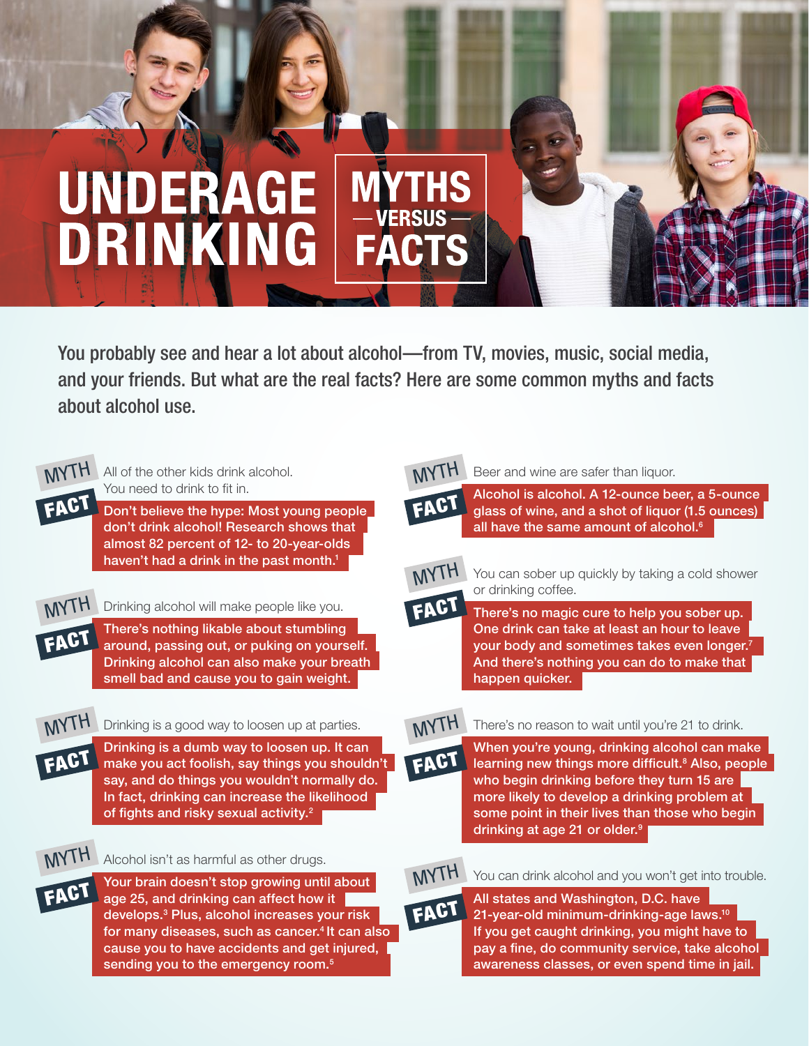# UNDERAGE DRINKING MYTHS — VERSUS — FACTS

You probably see and hear a lot about alcohol—from TV, movies, music, social media, and your friends. But what are the real facts? Here are some common myths and facts about alcohol use.

**MYTH** All of the other kids drink alcohol. You need to drink to fit in.

**FACT** Don't believe the hype: Most young people don't drink alcohol! Research shows that almost 82 percent of 12- to 20-year-olds haven't had a drink in the past month.[1]

**MYTH** Drinking alcohol will make people like you.

**FACT** There's nothing likable about stumbling around, passing out, or puking on yourself. Drinking alcohol can also make your breath smell bad and cause you to gain weight.

**MYTH** Drinking is a good way to loosen up at parties.

**FACT** Drinking is a dumb way to loosen up. It can make you act foolish, say things you shouldn't say, and do things you wouldn't normally do. In fact, drinking can increase the likelihood of fights and risky sexual activity.[2]

**MYTH** Alcohol isn't as harmful as other drugs.

**FACT** Your brain doesn't stop growing until about age 25, and drinking can affect how it develops.[3] Plus, alcohol increases your risk for many diseases, such as cancer.[4] It can also cause you to have accidents and get injured, sending you to the emergency room.[5]

**MYTH** Beer and wine are safer than liquor.

**FACT** Alcohol is alcohol. A 12-ounce beer, a 5-ounce glass of wine, and a shot of liquor (1.5 ounces) all have the same amount of alcohol.[6]

**MYTH** You can sober up quickly by taking a cold shower or drinking coffee.

**FACT** There's no magic cure to help you sober up. One drink can take at least an hour to leave your body and sometimes takes even longer.[7] And there's nothing you can do to make that happen quicker.

**MYTH** There's no reason to wait until you're 21 to drink.

**FACT** When you're young, drinking alcohol can make learning new things more difficult.[8] Also, people who begin drinking before they turn 15 are more likely to develop a drinking problem at some point in their lives than those who begin drinking at age 21 or older.[9]

**MYTH** You can drink alcohol and you won't get into trouble.

**FACT** All states and Washington, D.C. have 21-year-old minimum-drinking-age laws.[10] If you get caught drinking, you might have to pay a fine, do community service, take alcohol awareness classes, or even spend time in jail.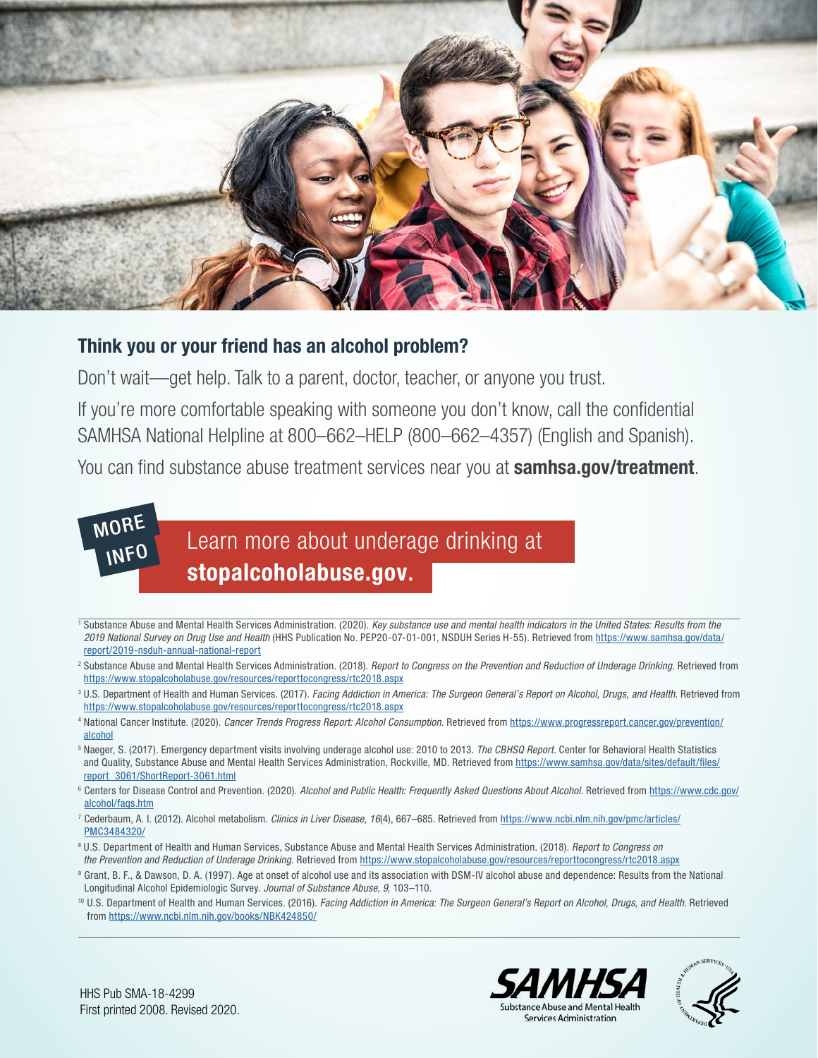## Think you or your friend has an alcohol problem?

Don't wait—get help. Talk to a parent, doctor, teacher, or anyone you trust.

If you're more comfortable speaking with someone you don't know, call the confidential SAMHSA National Helpline at 800–662–HELP (800–662–4357) (English and Spanish).

You can find substance abuse treatment services near you at **samhsa.gov/treatment**.

MORE INFO

Learn more about underage drinking at **stopalcoholabuse.gov.**

[1] Substance Abuse and Mental Health Services Administration. (2020). *Key substance use and mental health indicators in the United States: Results from the 2019 National Survey on Drug Use and Health* (HHS Publication No. PEP20-07-01-001, NSDUH Series H-55). Retrieved from https://www.samhsa.gov/data/report/2019-nsduh-annual-national-report

[2] Substance Abuse and Mental Health Services Administration. (2018). *Report to Congress on the Prevention and Reduction of Underage Drinking*. Retrieved from https://www.stopalcoholabuse.gov/resources/reporttocongress/rtc2018.aspx

[3] U.S. Department of Health and Human Services. (2017). *Facing Addiction in America: The Surgeon General's Report on Alcohol, Drugs, and Health*. Retrieved from https://www.stopalcoholabuse.gov/resources/reporttocongress/rtc2018.aspx

[4] National Cancer Institute. (2020). *Cancer Trends Progress Report: Alcohol Consumption*. Retrieved from https://www.progressreport.cancer.gov/prevention/alcohol

[5] Naeger, S. (2017). Emergency department visits involving underage alcohol use: 2010 to 2013. *The CBHSQ Report*. Center for Behavioral Health Statistics and Quality, Substance Abuse and Mental Health Services Administration, Rockville, MD. Retrieved from https://www.samhsa.gov/data/sites/default/files/report_3061/ShortReport-3061.html

[6] Centers for Disease Control and Prevention. (2020). *Alcohol and Public Health: Frequently Asked Questions About Alcohol*. Retrieved from https://www.cdc.gov/alcohol/faqs.htm

[7] Cederbaum, A. I. (2012). Alcohol metabolism. *Clinics in Liver Disease*, *16*(4), 667–685. Retrieved from https://www.ncbi.nlm.nih.gov/pmc/articles/PMC3484320/

[8] U.S. Department of Health and Human Services, Substance Abuse and Mental Health Services Administration. (2018). *Report to Congress on the Prevention and Reduction of Underage Drinking*. Retrieved from https://www.stopalcoholabuse.gov/resources/reporttocongress/rtc2018.aspx

[9] Grant, B. F., & Dawson, D. A. (1997). Age at onset of alcohol use and its association with DSM-IV alcohol abuse and dependence: Results from the National Longitudinal Alcohol Epidemiologic Survey. *Journal of Substance Abuse, 9*, 103–110.

[10] U.S. Department of Health and Human Services. (2016). *Facing Addiction in America: The Surgeon General's Report on Alcohol, Drugs, and Health*. Retrieved from https://www.ncbi.nlm.nih.gov/books/NBK424850/

HHS Pub SMA-18-4299
First printed 2008. Revised 2020.

SAMHSA
Substance Abuse and Mental Health Services Administration